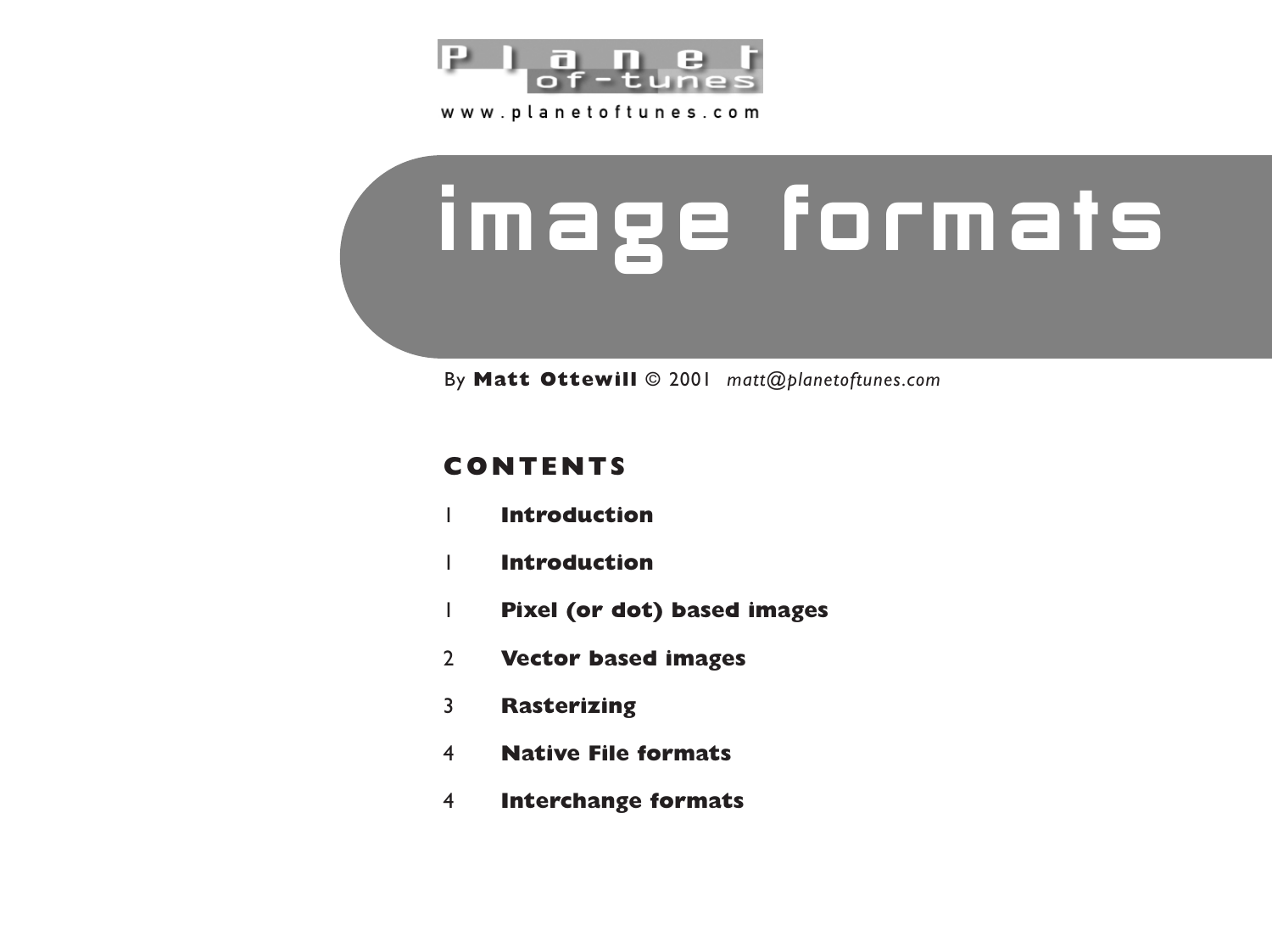Planet of-tunes

www.planetoftunes.com

# image formats

By **Matt Ottewill** © 2001 *matt@planetoftunes.com*

## CONTENTS

| | |
|---|---|
| 1 | **Introduction** |
| 1 | **Introduction** |
| 1 | **Pixel (or dot) based images** |
| 2 | **Vector based images** |
| 3 | **Rasterizing** |
| 4 | **Native File formats** |
| 4 | **Interchange formats** |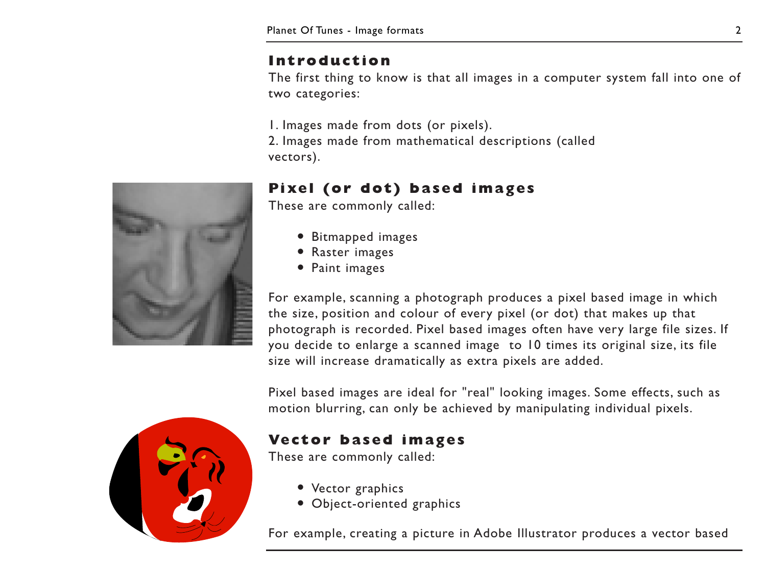## Introduction

The first thing to know is that all images in a computer system fall into one of two categories:

1. Images made from dots (or pixels).
2. Images made from mathematical descriptions (called vectors).

## Pixel (or dot) based images

These are commonly called:

- Bitmapped images
- Raster images
- Paint images

For example, scanning a photograph produces a pixel based image in which the size, position and colour of every pixel (or dot) that makes up that photograph is recorded. Pixel based images often have very large file sizes. If you decide to enlarge a scanned image to 10 times its original size, its file size will increase dramatically as extra pixels are added.

Pixel based images are ideal for "real" looking images. Some effects, such as motion blurring, can only be achieved by manipulating individual pixels.

## Vector based images

These are commonly called:

- Vector graphics
- Object-oriented graphics

For example, creating a picture in Adobe Illustrator produces a vector based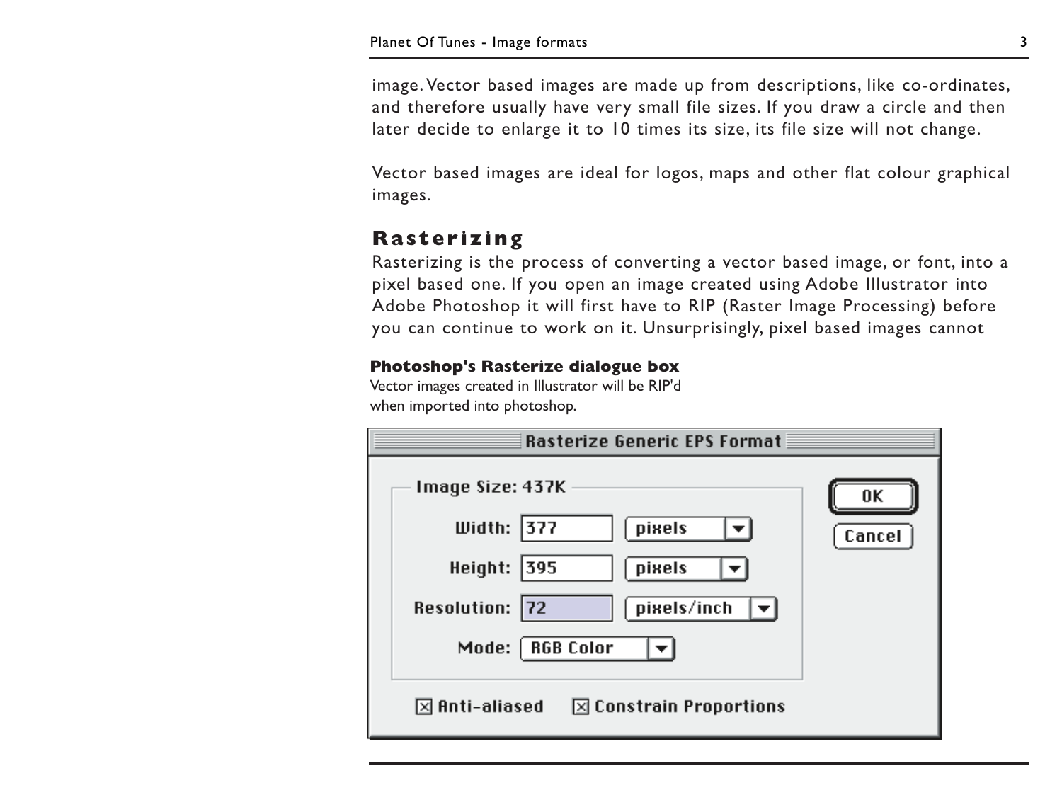image. Vector based images are made up from descriptions, like co-ordinates, and therefore usually have very small file sizes. If you draw a circle and then later decide to enlarge it to 10 times its size, its file size will not change.

Vector based images are ideal for logos, maps and other flat colour graphical images.

## Rasterizing

Rasterizing is the process of converting a vector based image, or font, into a pixel based one. If you open an image created using Adobe Illustrator into Adobe Photoshop it will first have to RIP (Raster Image Processing) before you can continue to work on it. Unsurprisingly, pixel based images cannot

**Photoshop's Rasterize dialogue box**

Vector images created in Illustrator will be RIP'd when imported into photoshop.

Rasterize Generic EPS Format

Image Size: 437K

Width: 377 pixels

Height: 395 pixels

Resolution: 72 pixels/inch

Mode: RGB Color

OK

Cancel

☒ Anti-aliased ☒ Constrain Proportions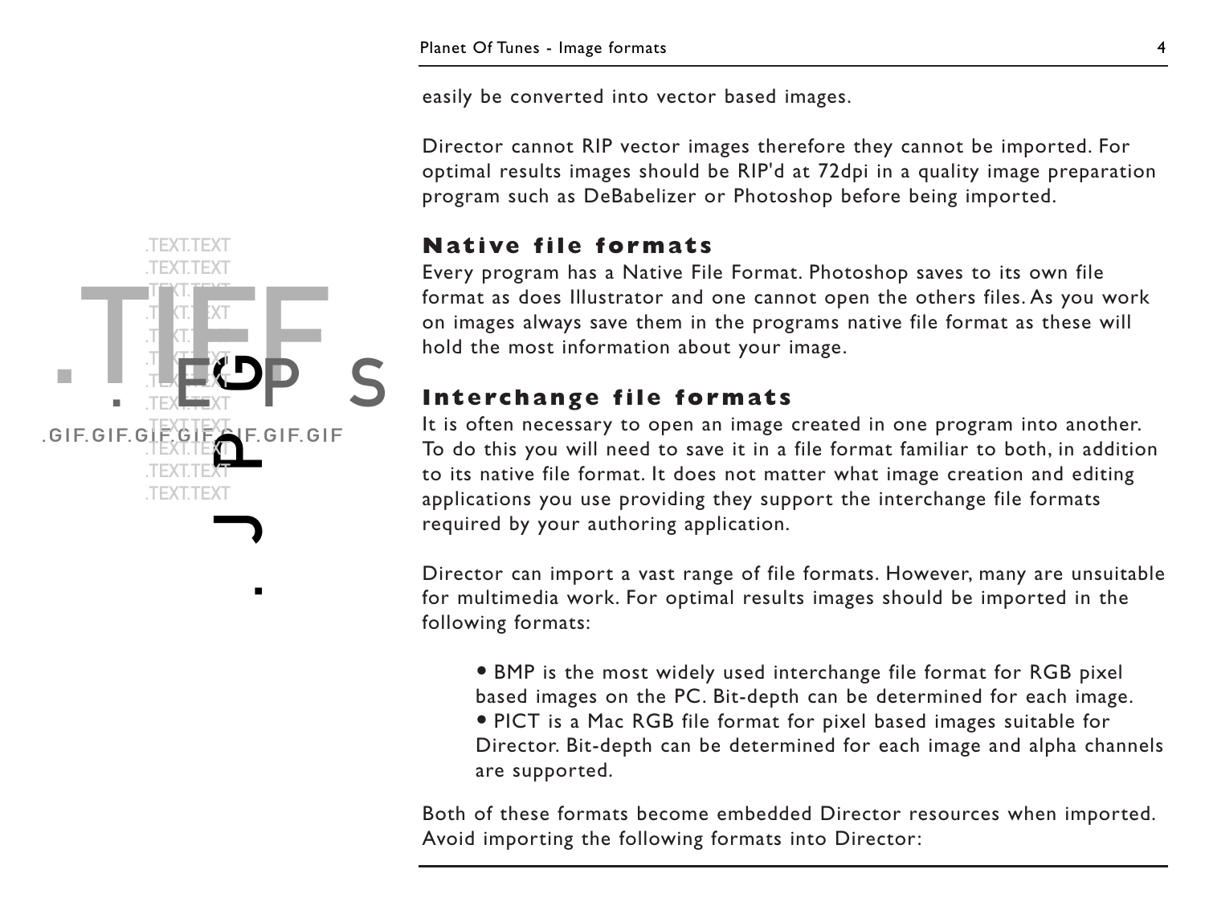easily be converted into vector based images.

Director cannot RIP vector images therefore they cannot be imported. For optimal results images should be RIP'd at 72dpi in a quality image preparation program such as DeBabelizer or Photoshop before being imported.

## Native file formats

Every program has a Native File Format. Photoshop saves to its own file format as does Illustrator and one cannot open the others files. As you work on images always save them in the programs native file format as these will hold the most information about your image.

## Interchange file formats

It is often necessary to open an image created in one program into another. To do this you will need to save it in a file format familiar to both, in addition to its native file format. It does not matter what image creation and editing applications you use providing they support the interchange file formats required by your authoring application.

Director can import a vast range of file formats. However, many are unsuitable for multimedia work. For optimal results images should be imported in the following formats:

- BMP is the most widely used interchange file format for RGB pixel based images on the PC. Bit-depth can be determined for each image.
- PICT is a Mac RGB file format for pixel based images suitable for Director. Bit-depth can be determined for each image and alpha channels are supported.

Both of these formats become embedded Director resources when imported. Avoid importing the following formats into Director: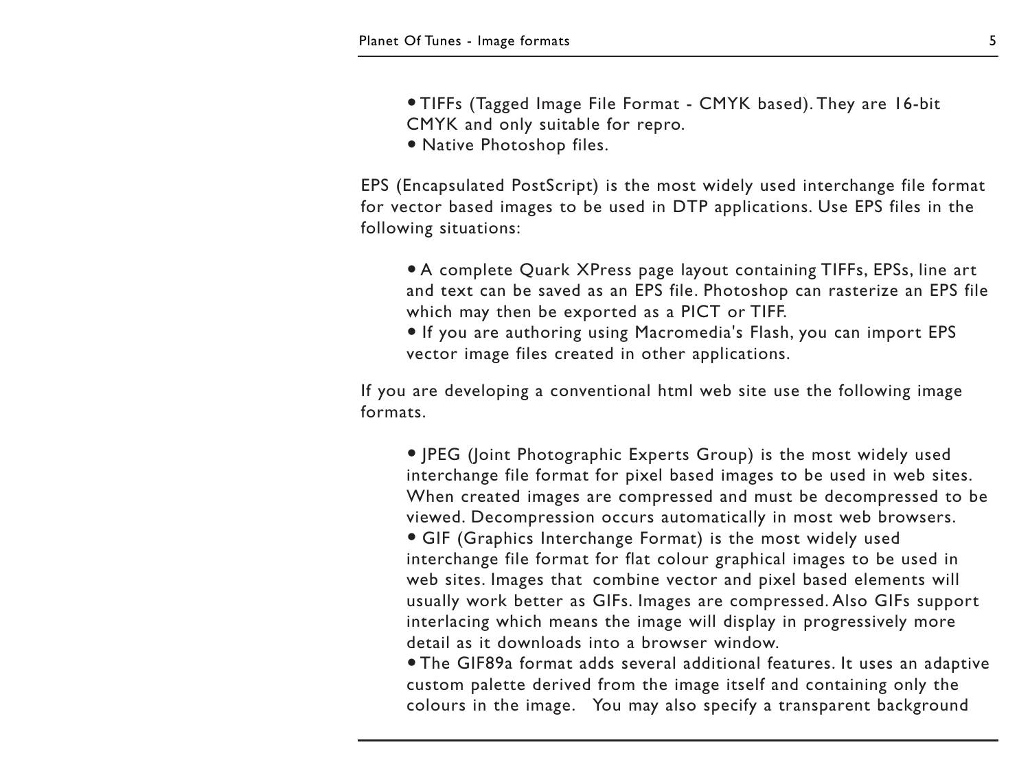- TIFFs (Tagged Image File Format - CMYK based). They are 16-bit CMYK and only suitable for repro.
- Native Photoshop files.

EPS (Encapsulated PostScript) is the most widely used interchange file format for vector based images to be used in DTP applications. Use EPS files in the following situations:

- A complete Quark XPress page layout containing TIFFs, EPSs, line art and text can be saved as an EPS file. Photoshop can rasterize an EPS file which may then be exported as a PICT or TIFF.
- If you are authoring using Macromedia's Flash, you can import EPS vector image files created in other applications.

If you are developing a conventional html web site use the following image formats.

- JPEG (Joint Photographic Experts Group) is the most widely used interchange file format for pixel based images to be used in web sites. When created images are compressed and must be decompressed to be viewed. Decompression occurs automatically in most web browsers.
- GIF (Graphics Interchange Format) is the most widely used interchange file format for flat colour graphical images to be used in web sites. Images that combine vector and pixel based elements will usually work better as GIFs. Images are compressed. Also GIFs support interlacing which means the image will display in progressively more detail as it downloads into a browser window.
- The GIF89a format adds several additional features. It uses an adaptive custom palette derived from the image itself and containing only the colours in the image. You may also specify a transparent background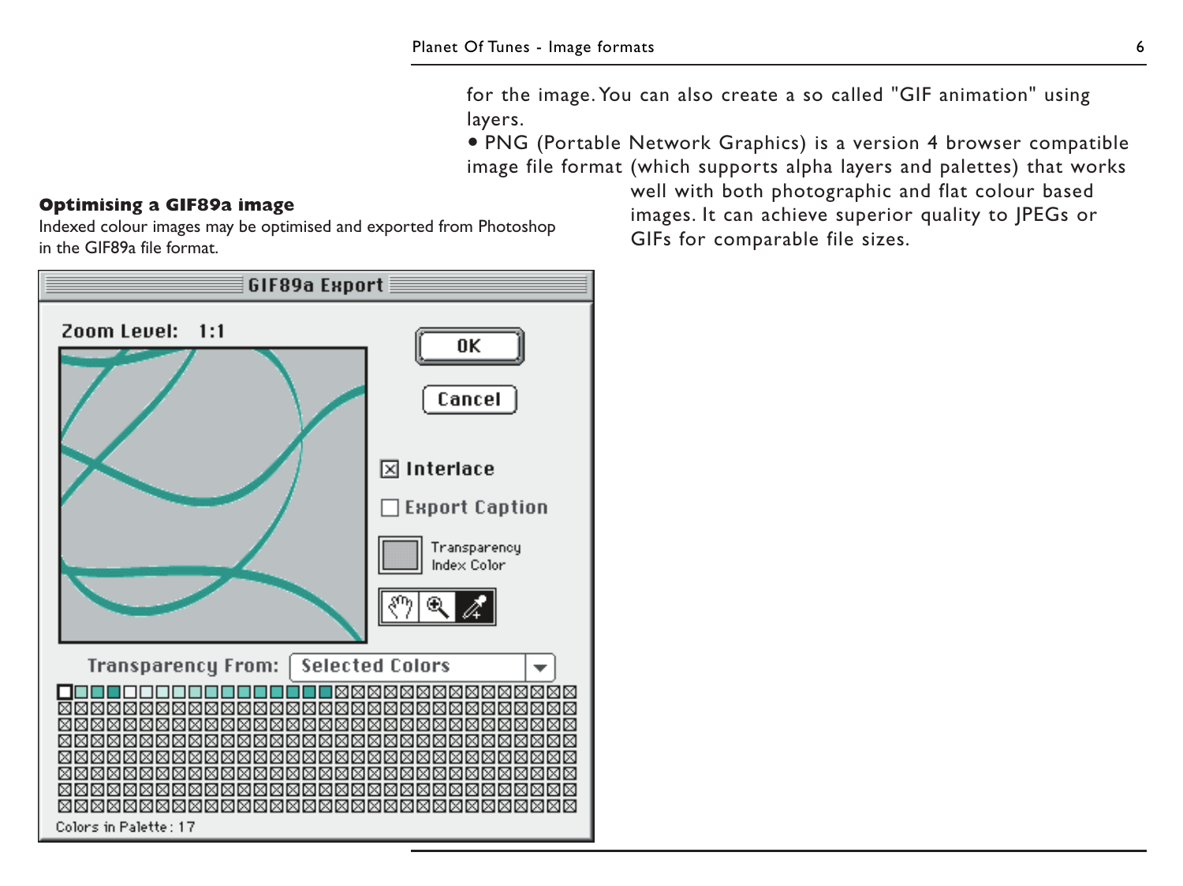for the image. You can also create a so called "GIF animation" using layers.

• PNG (Portable Network Graphics) is a version 4 browser compatible image file format (which supports alpha layers and palettes) that works well with both photographic and flat colour based images. It can achieve superior quality to JPEGs or GIFs for comparable file sizes.

**Optimising a GIF89a image**

Indexed colour images may be optimised and exported from Photoshop in the GIF89a file format.

GIF89a Export

Zoom Level: 1:1

OK

Cancel

Interlace

Export Caption

Transparency Index Color

Transparency From: Selected Colors

Colors in Palette: 17